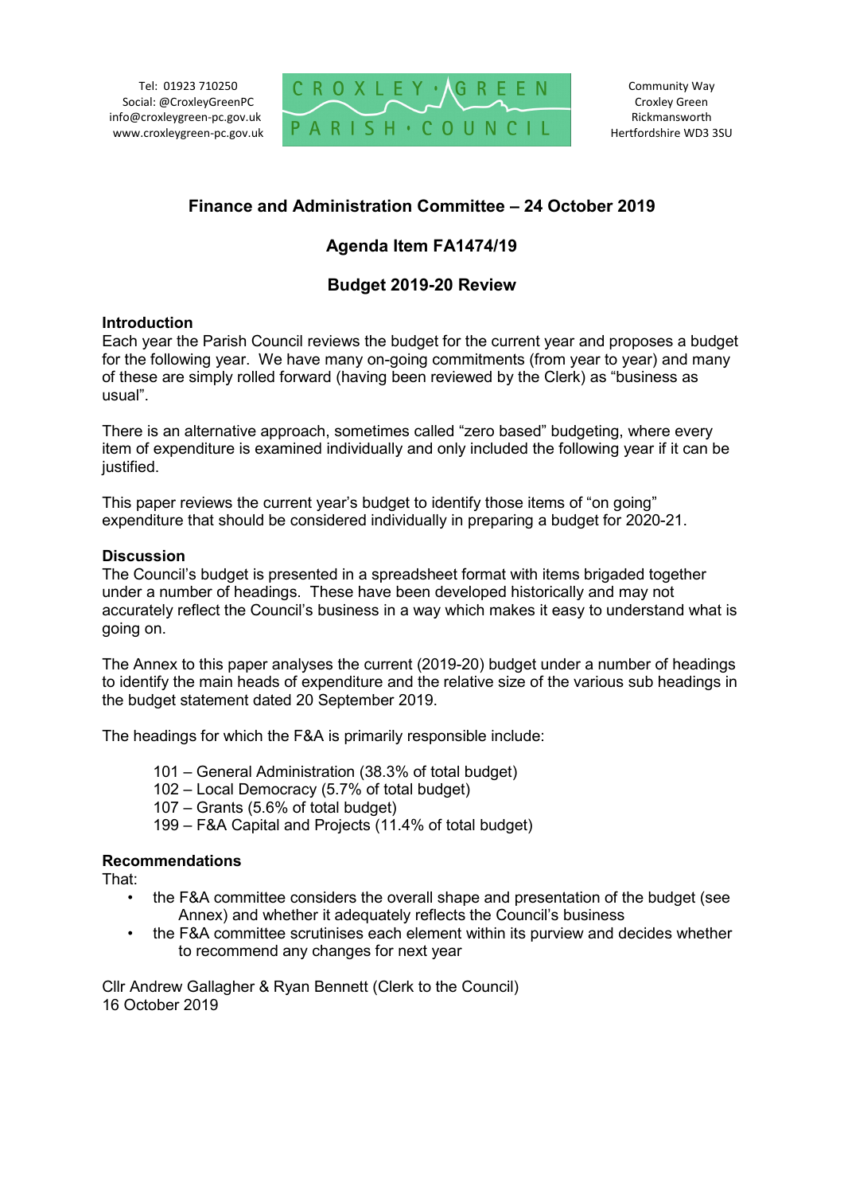Tel: 01923 710250
Social: @CroxleyGreenPC
info@croxleygreen-pc.gov.uk
www.croxleygreen-pc.gov.uk

CROXLEY GREEN PARISH COUNCIL

Community Way
Croxley Green
Rickmansworth
Hertfordshire WD3 3SU

# Finance and Administration Committee – 24 October 2019

## Agenda Item FA1474/19

## Budget 2019-20 Review

**Introduction**

Each year the Parish Council reviews the budget for the current year and proposes a budget for the following year. We have many on-going commitments (from year to year) and many of these are simply rolled forward (having been reviewed by the Clerk) as "business as usual".

There is an alternative approach, sometimes called "zero based" budgeting, where every item of expenditure is examined individually and only included the following year if it can be justified.

This paper reviews the current year's budget to identify those items of "on going" expenditure that should be considered individually in preparing a budget for 2020-21.

**Discussion**

The Council's budget is presented in a spreadsheet format with items brigaded together under a number of headings. These have been developed historically and may not accurately reflect the Council's business in a way which makes it easy to understand what is going on.

The Annex to this paper analyses the current (2019-20) budget under a number of headings to identify the main heads of expenditure and the relative size of the various sub headings in the budget statement dated 20 September 2019.

The headings for which the F&A is primarily responsible include:

- 101 – General Administration (38.3% of total budget)
- 102 – Local Democracy (5.7% of total budget)
- 107 – Grants (5.6% of total budget)
- 199 – F&A Capital and Projects (11.4% of total budget)

**Recommendations**

That:

- the F&A committee considers the overall shape and presentation of the budget (see Annex) and whether it adequately reflects the Council's business
- the F&A committee scrutinises each element within its purview and decides whether to recommend any changes for next year

Cllr Andrew Gallagher & Ryan Bennett (Clerk to the Council)
16 October 2019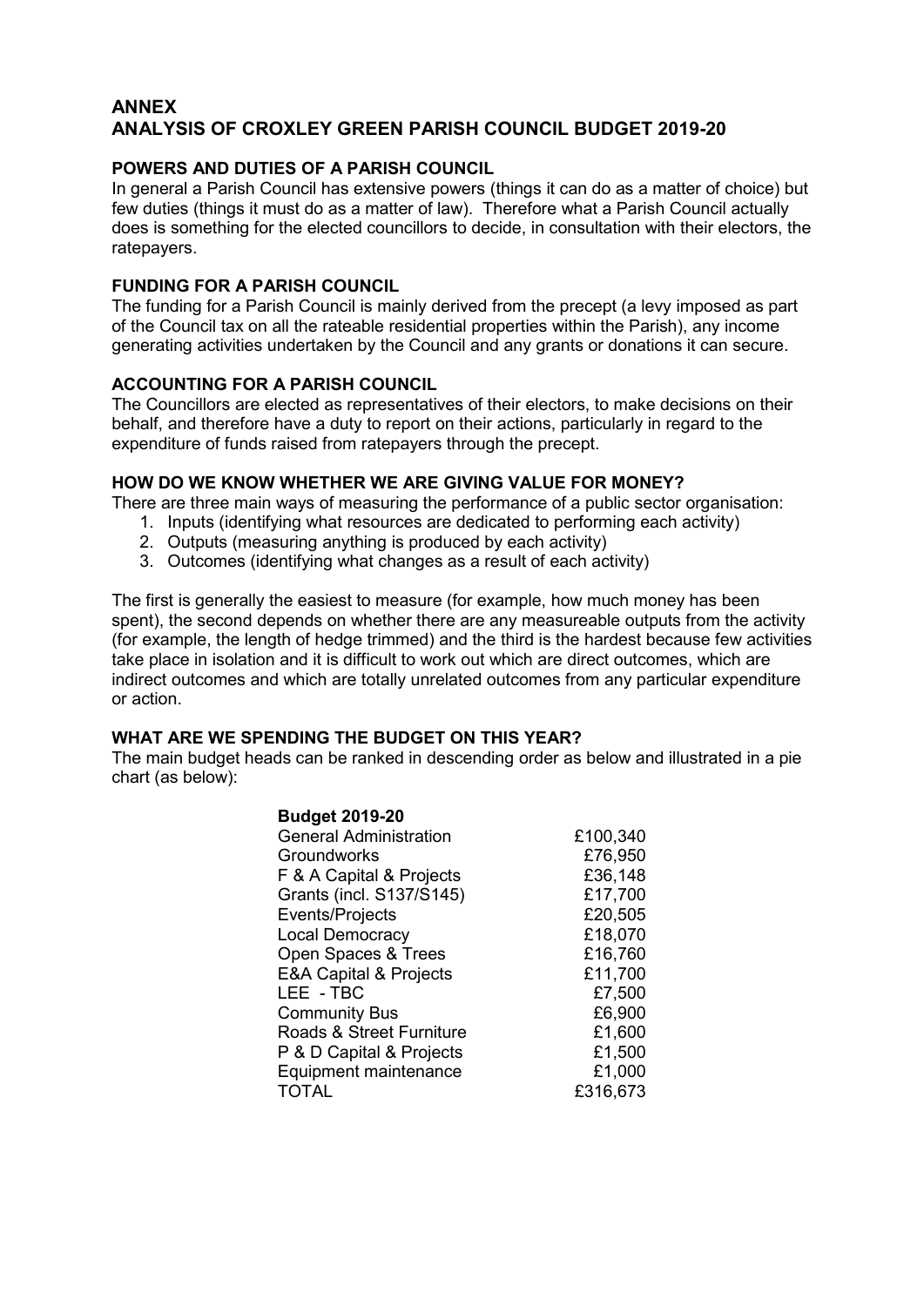# ANNEX
# ANALYSIS OF CROXLEY GREEN PARISH COUNCIL BUDGET 2019-20

## POWERS AND DUTIES OF A PARISH COUNCIL

In general a Parish Council has extensive powers (things it can do as a matter of choice) but few duties (things it must do as a matter of law). Therefore what a Parish Council actually does is something for the elected councillors to decide, in consultation with their electors, the ratepayers.

## FUNDING FOR A PARISH COUNCIL

The funding for a Parish Council is mainly derived from the precept (a levy imposed as part of the Council tax on all the rateable residential properties within the Parish), any income generating activities undertaken by the Council and any grants or donations it can secure.

## ACCOUNTING FOR A PARISH COUNCIL

The Councillors are elected as representatives of their electors, to make decisions on their behalf, and therefore have a duty to report on their actions, particularly in regard to the expenditure of funds raised from ratepayers through the precept.

## HOW DO WE KNOW WHETHER WE ARE GIVING VALUE FOR MONEY?

There are three main ways of measuring the performance of a public sector organisation:

1. Inputs (identifying what resources are dedicated to performing each activity)
2. Outputs (measuring anything is produced by each activity)
3. Outcomes (identifying what changes as a result of each activity)

The first is generally the easiest to measure (for example, how much money has been spent), the second depends on whether there are any measureable outputs from the activity (for example, the length of hedge trimmed) and the third is the hardest because few activities take place in isolation and it is difficult to work out which are direct outcomes, which are indirect outcomes and which are totally unrelated outcomes from any particular expenditure or action.

## WHAT ARE WE SPENDING THE BUDGET ON THIS YEAR?

The main budget heads can be ranked in descending order as below and illustrated in a pie chart (as below):

| **Budget 2019-20** | |
|---|---|
| General Administration | £100,340 |
| Groundworks | £76,950 |
| F & A Capital & Projects | £36,148 |
| Grants (incl. S137/S145) | £17,700 |
| Events/Projects | £20,505 |
| Local Democracy | £18,070 |
| Open Spaces & Trees | £16,760 |
| E&A Capital & Projects | £11,700 |
| LEE - TBC | £7,500 |
| Community Bus | £6,900 |
| Roads & Street Furniture | £1,600 |
| P & D Capital & Projects | £1,500 |
| Equipment maintenance | £1,000 |
| TOTAL | £316,673 |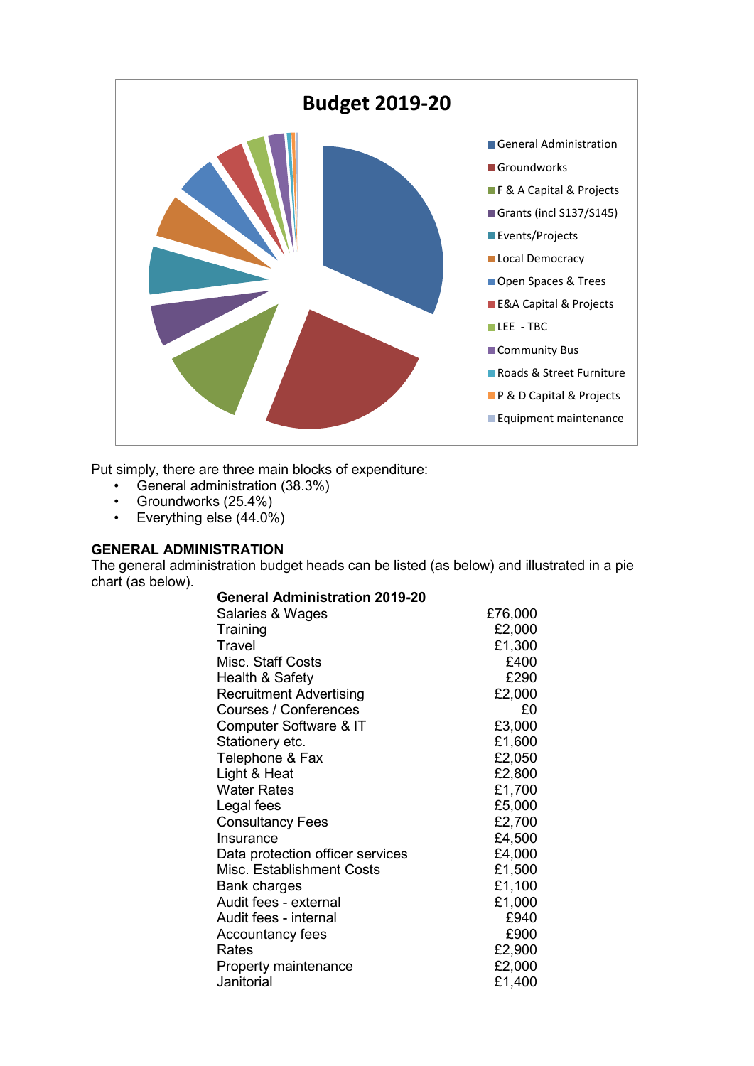**Budget 2019-20**

- General Administration
- Groundworks
- F & A Capital & Projects
- Grants (incl S137/S145)
- Events/Projects
- Local Democracy
- Open Spaces & Trees
- E&A Capital & Projects
- LEE - TBC
- Community Bus
- Roads & Street Furniture
- P & D Capital & Projects
- Equipment maintenance

Put simply, there are three main blocks of expenditure:

- General administration (38.3%)
- Groundworks (25.4%)
- Everything else (44.0%)

## GENERAL ADMINISTRATION

The general administration budget heads can be listed (as below) and illustrated in a pie chart (as below).

| General Administration 2019-20 | |
|---|---|
| Salaries & Wages | £76,000 |
| Training | £2,000 |
| Travel | £1,300 |
| Misc. Staff Costs | £400 |
| Health & Safety | £290 |
| Recruitment Advertising | £2,000 |
| Courses / Conferences | £0 |
| Computer Software & IT | £3,000 |
| Stationery etc. | £1,600 |
| Telephone & Fax | £2,050 |
| Light & Heat | £2,800 |
| Water Rates | £1,700 |
| Legal fees | £5,000 |
| Consultancy Fees | £2,700 |
| Insurance | £4,500 |
| Data protection officer services | £4,000 |
| Misc. Establishment Costs | £1,500 |
| Bank charges | £1,100 |
| Audit fees - external | £1,000 |
| Audit fees - internal | £940 |
| Accountancy fees | £900 |
| Rates | £2,900 |
| Property maintenance | £2,000 |
| Janitorial | £1,400 |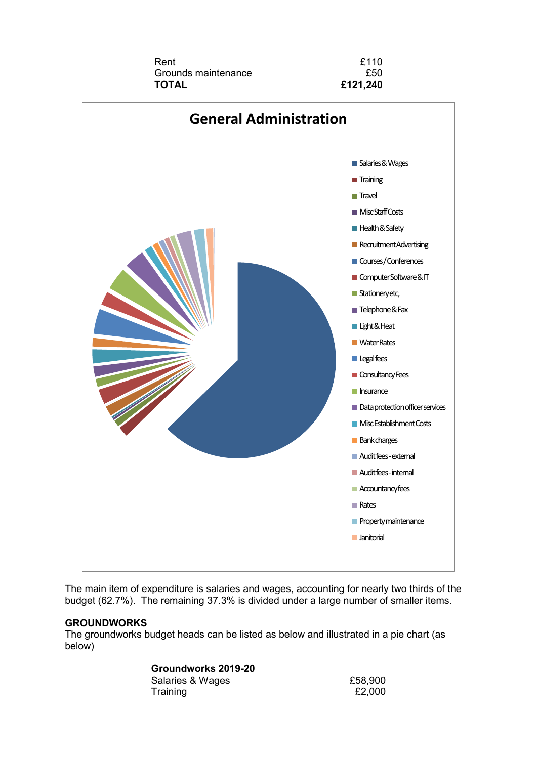| | |
|---|---|
| Rent | £110 |
| Grounds maintenance | £50 |
| **TOTAL** | **£121,240** |

**General Administration**

- Salaries & Wages
- Training
- Travel
- Misc Staff Costs
- Health & Safety
- Recruitment Advertising
- Courses / Conferences
- Computer Software & IT
- Stationery etc,
- Telephone & Fax
- Light & Heat
- Water Rates
- Legal fees
- Consultancy Fees
- Insurance
- Data protection officer services
- Misc Establishment Costs
- Bank charges
- Audit fees - external
- Audit fees - internal
- Accountancy fees
- Rates
- Property maintenance
- Janitorial

The main item of expenditure is salaries and wages, accounting for nearly two thirds of the budget (62.7%). The remaining 37.3% is divided under a large number of smaller items.

## GROUNDWORKS

The groundworks budget heads can be listed as below and illustrated in a pie chart (as below)

| **Groundworks 2019-20** | |
|---|---|
| Salaries & Wages | £58,900 |
| Training | £2,000 |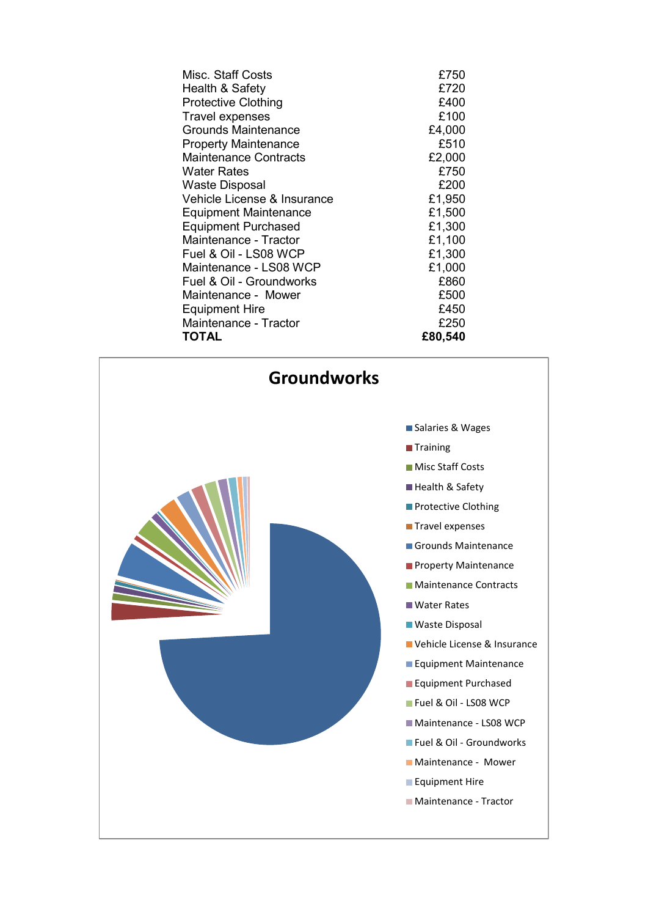| | |
|---|---|
| Misc. Staff Costs | £750 |
| Health & Safety | £720 |
| Protective Clothing | £400 |
| Travel expenses | £100 |
| Grounds Maintenance | £4,000 |
| Property Maintenance | £510 |
| Maintenance Contracts | £2,000 |
| Water Rates | £750 |
| Waste Disposal | £200 |
| Vehicle License & Insurance | £1,950 |
| Equipment Maintenance | £1,500 |
| Equipment Purchased | £1,300 |
| Maintenance - Tractor | £1,100 |
| Fuel & Oil - LS08 WCP | £1,300 |
| Maintenance - LS08 WCP | £1,000 |
| Fuel & Oil - Groundworks | £860 |
| Maintenance - Mower | £500 |
| Equipment Hire | £450 |
| Maintenance - Tractor | £250 |
| **TOTAL** | **£80,540** |

**Groundworks**

- Salaries & Wages
- Training
- Misc Staff Costs
- Health & Safety
- Protective Clothing
- Travel expenses
- Grounds Maintenance
- Property Maintenance
- Maintenance Contracts
- Water Rates
- Waste Disposal
- Vehicle License & Insurance
- Equipment Maintenance
- Equipment Purchased
- Fuel & Oil - LS08 WCP
- Maintenance - LS08 WCP
- Fuel & Oil - Groundworks
- Maintenance - Mower
- Equipment Hire
- Maintenance - Tractor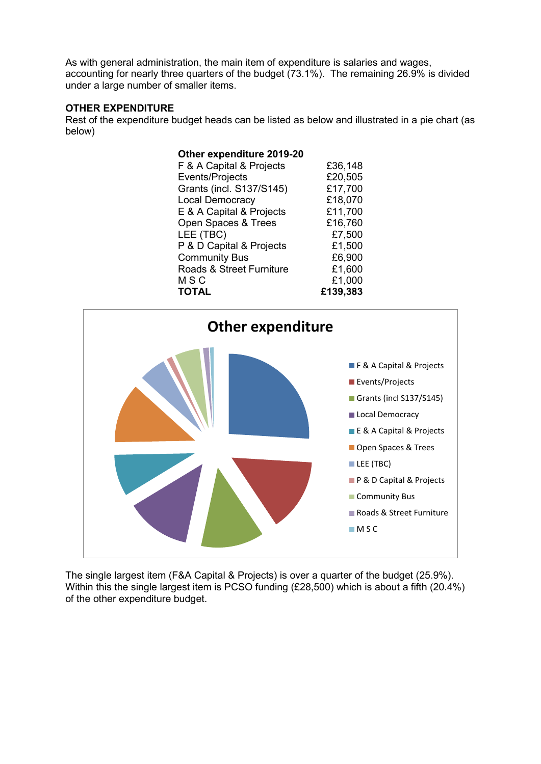As with general administration, the main item of expenditure is salaries and wages, accounting for nearly three quarters of the budget (73.1%). The remaining 26.9% is divided under a large number of smaller items.

**OTHER EXPENDITURE**

Rest of the expenditure budget heads can be listed as below and illustrated in a pie chart (as below)

| **Other expenditure 2019-20** | |
|---|---|
| F & A Capital & Projects | £36,148 |
| Events/Projects | £20,505 |
| Grants (incl. S137/S145) | £17,700 |
| Local Democracy | £18,070 |
| E & A Capital & Projects | £11,700 |
| Open Spaces & Trees | £16,760 |
| LEE (TBC) | £7,500 |
| P & D Capital & Projects | £1,500 |
| Community Bus | £6,900 |
| Roads & Street Furniture | £1,600 |
| M S C | £1,000 |
| **TOTAL** | **£139,383** |

Other expenditure

F & A Capital & Projects
Events/Projects
Grants (incl S137/S145)
Local Democracy
E & A Capital & Projects
Open Spaces & Trees
LEE (TBC)
P & D Capital & Projects
Community Bus
Roads & Street Furniture
M S C

The single largest item (F&A Capital & Projects) is over a quarter of the budget (25.9%). Within this the single largest item is PCSO funding (£28,500) which is about a fifth (20.4%) of the other expenditure budget.